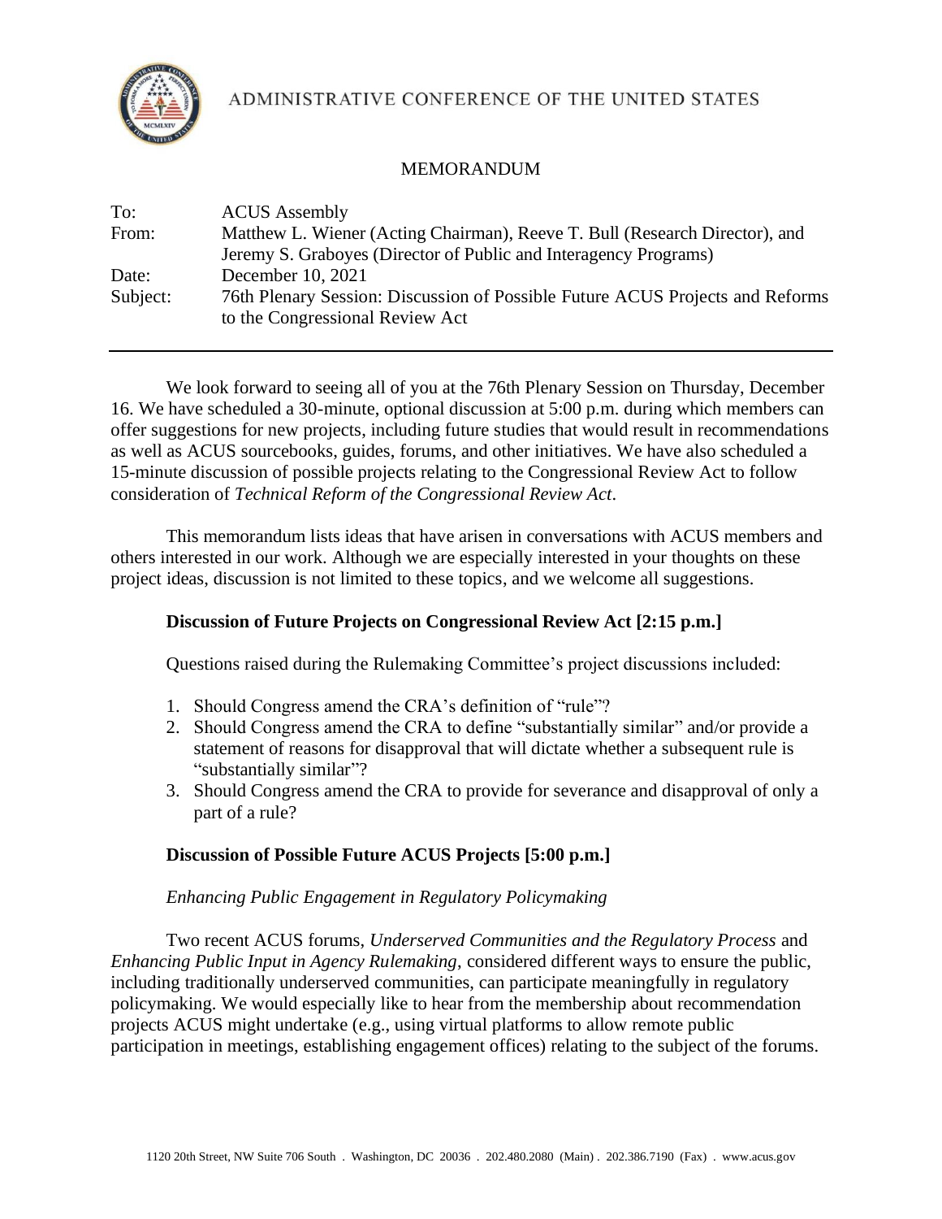ADMINISTRATIVE CONFERENCE OF THE UNITED STATES

# MEMORANDUM

| | |
|---|---|
| To: | ACUS Assembly |
| From: | Matthew L. Wiener (Acting Chairman), Reeve T. Bull (Research Director), and Jeremy S. Graboyes (Director of Public and Interagency Programs) |
| Date: | December 10, 2021 |
| Subject: | 76th Plenary Session: Discussion of Possible Future ACUS Projects and Reforms to the Congressional Review Act |

---

We look forward to seeing all of you at the 76th Plenary Session on Thursday, December 16. We have scheduled a 30-minute, optional discussion at 5:00 p.m. during which members can offer suggestions for new projects, including future studies that would result in recommendations as well as ACUS sourcebooks, guides, forums, and other initiatives. We have also scheduled a 15-minute discussion of possible projects relating to the Congressional Review Act to follow consideration of *Technical Reform of the Congressional Review Act*.

This memorandum lists ideas that have arisen in conversations with ACUS members and others interested in our work. Although we are especially interested in your thoughts on these project ideas, discussion is not limited to these topics, and we welcome all suggestions.

## Discussion of Future Projects on Congressional Review Act [2:15 p.m.]

Questions raised during the Rulemaking Committee's project discussions included:

1. Should Congress amend the CRA's definition of "rule"?
2. Should Congress amend the CRA to define "substantially similar" and/or provide a statement of reasons for disapproval that will dictate whether a subsequent rule is "substantially similar"?
3. Should Congress amend the CRA to provide for severance and disapproval of only a part of a rule?

## Discussion of Possible Future ACUS Projects [5:00 p.m.]

### *Enhancing Public Engagement in Regulatory Policymaking*

Two recent ACUS forums, *Underserved Communities and the Regulatory Process* and *Enhancing Public Input in Agency Rulemaking*, considered different ways to ensure the public, including traditionally underserved communities, can participate meaningfully in regulatory policymaking. We would especially like to hear from the membership about recommendation projects ACUS might undertake (e.g., using virtual platforms to allow remote public participation in meetings, establishing engagement offices) relating to the subject of the forums.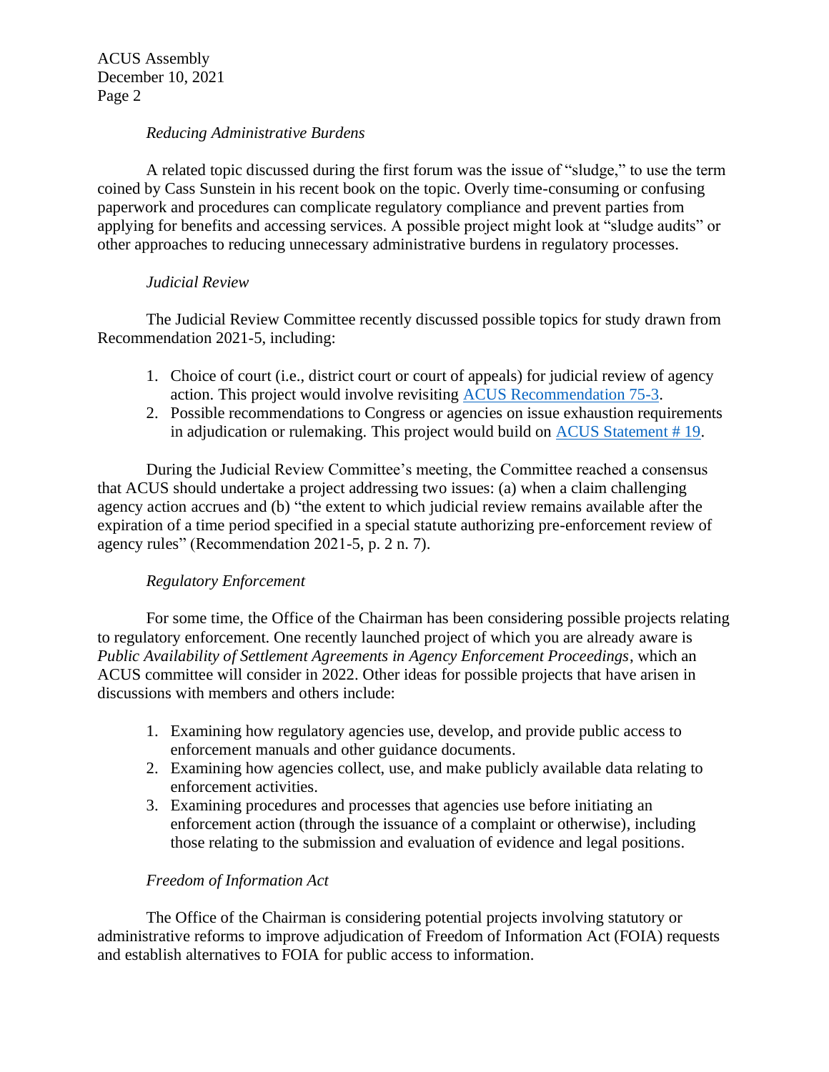*Reducing Administrative Burdens*

A related topic discussed during the first forum was the issue of "sludge," to use the term coined by Cass Sunstein in his recent book on the topic. Overly time-consuming or confusing paperwork and procedures can complicate regulatory compliance and prevent parties from applying for benefits and accessing services. A possible project might look at "sludge audits" or other approaches to reducing unnecessary administrative burdens in regulatory processes.

*Judicial Review*

The Judicial Review Committee recently discussed possible topics for study drawn from Recommendation 2021-5, including:

1. Choice of court (i.e., district court or court of appeals) for judicial review of agency action. This project would involve revisiting ACUS Recommendation 75-3.
2. Possible recommendations to Congress or agencies on issue exhaustion requirements in adjudication or rulemaking. This project would build on ACUS Statement # 19.

During the Judicial Review Committee's meeting, the Committee reached a consensus that ACUS should undertake a project addressing two issues: (a) when a claim challenging agency action accrues and (b) "the extent to which judicial review remains available after the expiration of a time period specified in a special statute authorizing pre-enforcement review of agency rules" (Recommendation 2021-5, p. 2 n. 7).

*Regulatory Enforcement*

For some time, the Office of the Chairman has been considering possible projects relating to regulatory enforcement. One recently launched project of which you are already aware is *Public Availability of Settlement Agreements in Agency Enforcement Proceedings*, which an ACUS committee will consider in 2022. Other ideas for possible projects that have arisen in discussions with members and others include:

1. Examining how regulatory agencies use, develop, and provide public access to enforcement manuals and other guidance documents.
2. Examining how agencies collect, use, and make publicly available data relating to enforcement activities.
3. Examining procedures and processes that agencies use before initiating an enforcement action (through the issuance of a complaint or otherwise), including those relating to the submission and evaluation of evidence and legal positions.

*Freedom of Information Act*

The Office of the Chairman is considering potential projects involving statutory or administrative reforms to improve adjudication of Freedom of Information Act (FOIA) requests and establish alternatives to FOIA for public access to information.